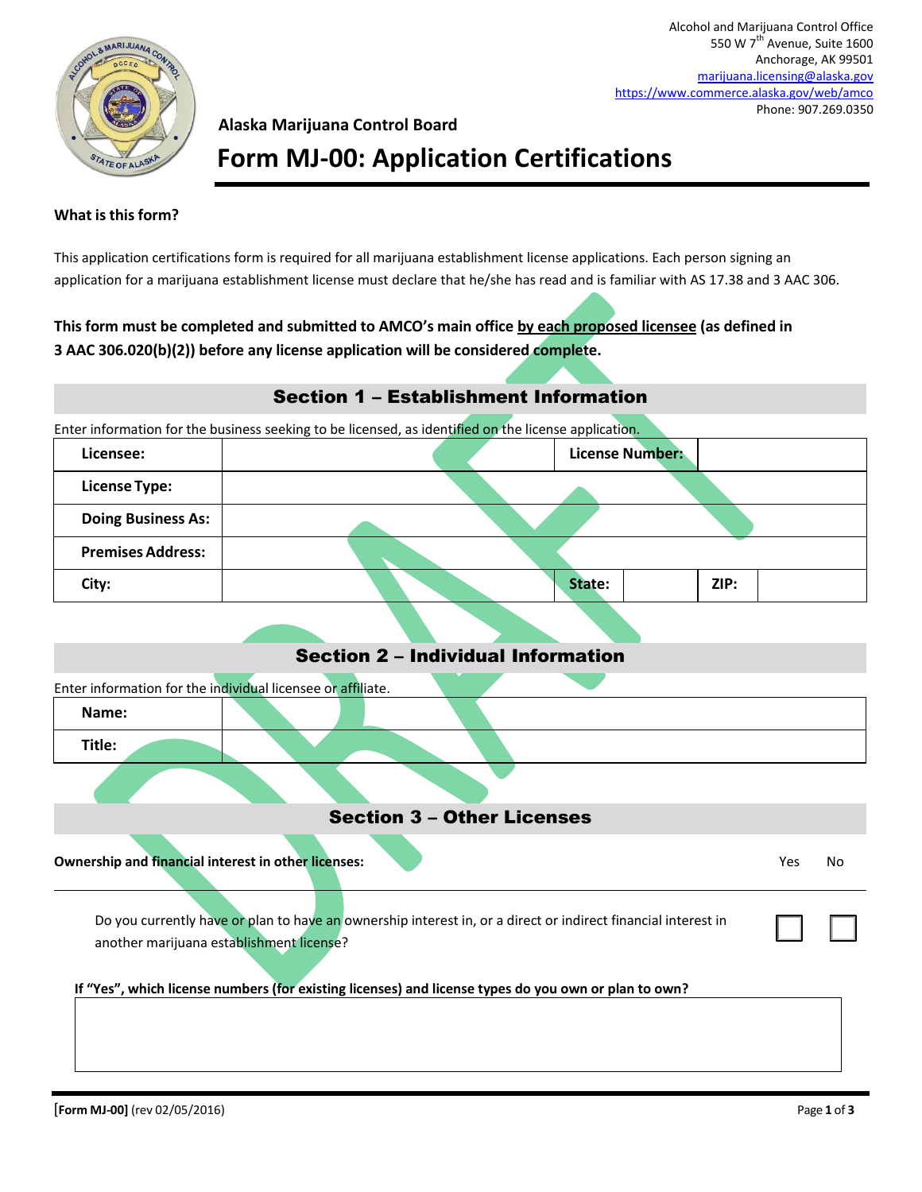Alcohol and Marijuana Control Office
550 W 7th Avenue, Suite 1600
Anchorage, AK 99501
marijuana.licensing@alaska.gov
https://www.commerce.alaska.gov/web/amco
Phone: 907.269.0350

**Alaska Marijuana Control Board**

# Form MJ-00: Application Certifications

**What is this form?**

This application certifications form is required for all marijuana establishment license applications. Each person signing an application for a marijuana establishment license must declare that he/she has read and is familiar with AS 17.38 and 3 AAC 306.

**This form must be completed and submitted to AMCO's main office by each proposed licensee (as defined in 3 AAC 306.020(b)(2)) before any license application will be considered complete.**

## Section 1 – Establishment Information

Enter information for the business seeking to be licensed, as identified on the license application.

| | | | | | |
|---|---|---|---|---|---|
| **Licensee:** | | **License Number:** | | | |
| **License Type:** | | | | | |
| **Doing Business As:** | | | | | |
| **Premises Address:** | | | | | |
| **City:** | | **State:** | | **ZIP:** | |

## Section 2 – Individual Information

Enter information for the individual licensee or affiliate.

| | |
|---|---|
| **Name:** | |
| **Title:** | |

## Section 3 – Other Licenses

| **Ownership and financial interest in other licenses:** | Yes | No |
|---|---|---|
| Do you currently have or plan to have an ownership interest in, or a direct or indirect financial interest in another marijuana establishment license? | ☐ | ☐ |

**If "Yes", which license numbers (for existing licenses) and license types do you own or plan to own?**

[Form MJ-00] (rev 02/05/2016)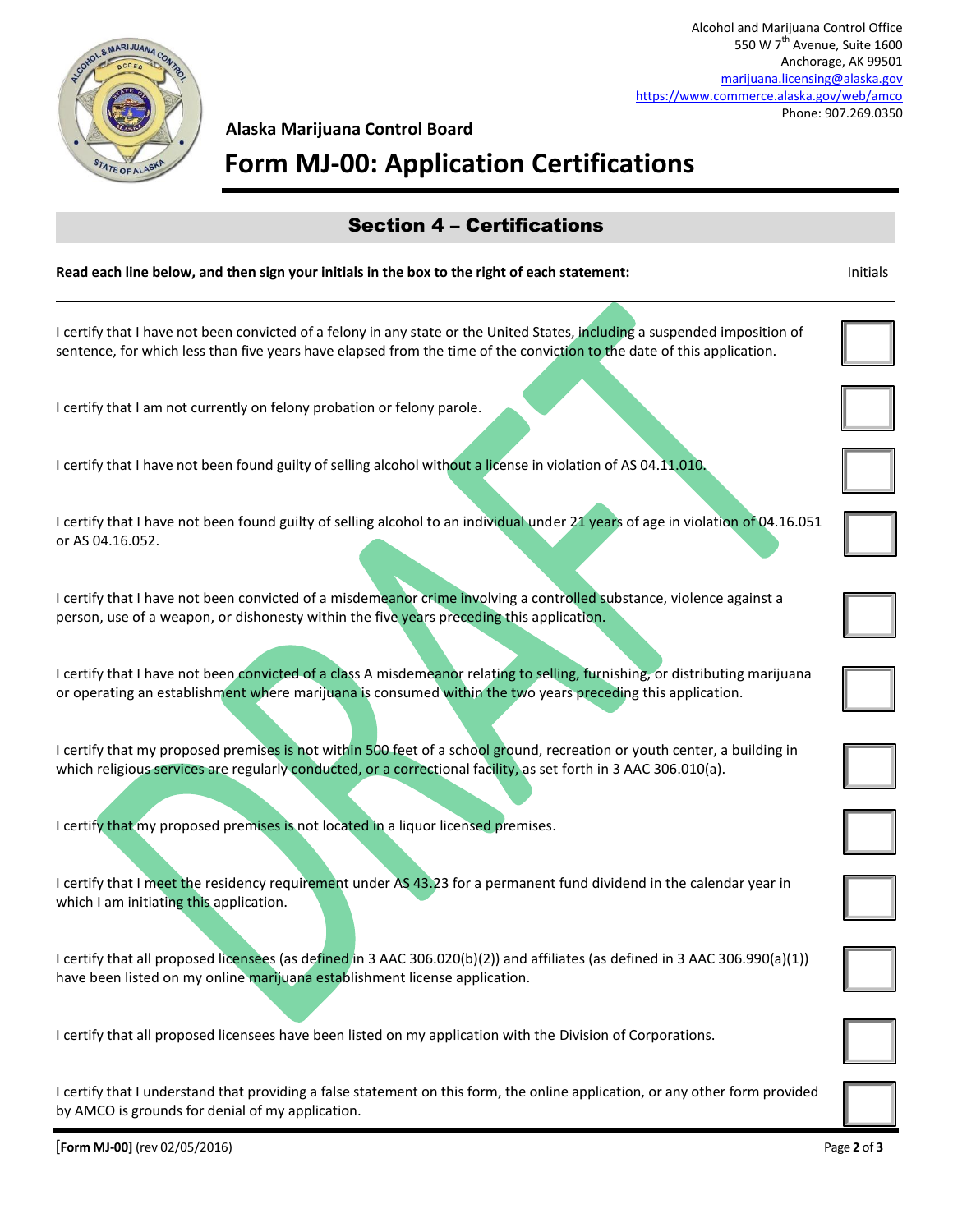Alcohol and Marijuana Control Office
550 W 7th Avenue, Suite 1600
Anchorage, AK 99501
marijuana.licensing@alaska.gov
https://www.commerce.alaska.gov/web/amco
Phone: 907.269.0350

**Alaska Marijuana Control Board**

# Form MJ-00: Application Certifications

## Section 4 – Certifications

| **Read each line below, and then sign your initials in the box to the right of each statement:** | Initials |
|---|---|
| I certify that I have not been convicted of a felony in any state or the United States, including a suspended imposition of sentence, for which less than five years have elapsed from the time of the conviction to the date of this application. | |
| I certify that I am not currently on felony probation or felony parole. | |
| I certify that I have not been found guilty of selling alcohol without a license in violation of AS 04.11.010. | |
| I certify that I have not been found guilty of selling alcohol to an individual under 21 years of age in violation of 04.16.051 or AS 04.16.052. | |
| I certify that I have not been convicted of a misdemeanor crime involving a controlled substance, violence against a person, use of a weapon, or dishonesty within the five years preceding this application. | |
| I certify that I have not been convicted of a class A misdemeanor relating to selling, furnishing, or distributing marijuana or operating an establishment where marijuana is consumed within the two years preceding this application. | |
| I certify that my proposed premises is not within 500 feet of a school ground, recreation or youth center, a building in which religious services are regularly conducted, or a correctional facility, as set forth in 3 AAC 306.010(a). | |
| I certify that my proposed premises is not located in a liquor licensed premises. | |
| I certify that I meet the residency requirement under AS 43.23 for a permanent fund dividend in the calendar year in which I am initiating this application. | |
| I certify that all proposed licensees (as defined in 3 AAC 306.020(b)(2)) and affiliates (as defined in 3 AAC 306.990(a)(1)) have been listed on my online marijuana establishment license application. | |
| I certify that all proposed licensees have been listed on my application with the Division of Corporations. | |
| I certify that I understand that providing a false statement on this form, the online application, or any other form provided by AMCO is grounds for denial of my application. | |

[Form MJ-00] (rev 02/05/2016)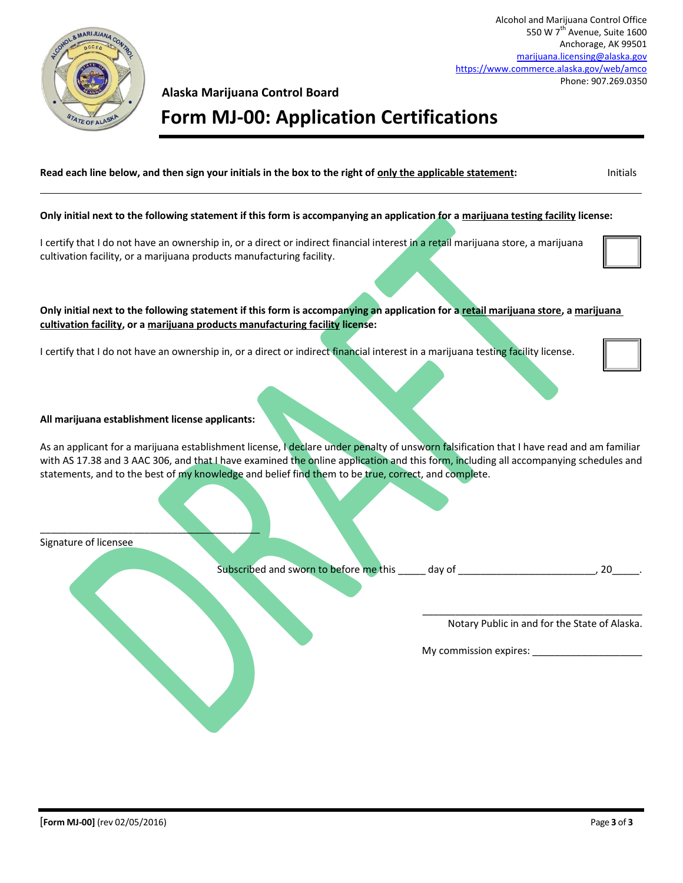Alcohol and Marijuana Control Office
550 W 7th Avenue, Suite 1600
Anchorage, AK 99501
marijuana.licensing@alaska.gov
https://www.commerce.alaska.gov/web/amco
Phone: 907.269.0350

**Alaska Marijuana Control Board**

# Form MJ-00: Application Certifications

**Read each line below, and then sign your initials in the box to the right of only the applicable statement:** Initials

**Only initial next to the following statement if this form is accompanying an application for a marijuana testing facility license:**

I certify that I do not have an ownership in, or a direct or indirect financial interest in a retail marijuana store, a marijuana cultivation facility, or a marijuana products manufacturing facility. [ ]

**Only initial next to the following statement if this form is accompanying an application for a retail marijuana store, a marijuana cultivation facility, or a marijuana products manufacturing facility license:**

I certify that I do not have an ownership in, or a direct or indirect financial interest in a marijuana testing facility license. [ ]

**All marijuana establishment license applicants:**

As an applicant for a marijuana establishment license, I declare under penalty of unsworn falsification that I have read and am familiar with AS 17.38 and 3 AAC 306, and that I have examined the online application and this form, including all accompanying schedules and statements, and to the best of my knowledge and belief find them to be true, correct, and complete.

\_\_\_\_\_\_\_\_\_\_\_\_\_\_\_\_\_\_\_\_\_\_\_\_\_\_\_\_\_\_\_\_\_\_\_\_\_\_\_\_
Signature of licensee

Subscribed and sworn to before me this \_\_\_\_\_ day of \_\_\_\_\_\_\_\_\_\_\_\_\_\_\_\_\_\_\_\_\_\_\_\_\_, 20\_\_\_\_\_.

\_\_\_\_\_\_\_\_\_\_\_\_\_\_\_\_\_\_\_\_\_\_\_\_\_\_\_\_\_\_\_\_\_\_\_\_\_\_\_\_
Notary Public in and for the State of Alaska.

My commission expires: \_\_\_\_\_\_\_\_\_\_\_\_\_\_\_\_\_\_\_\_